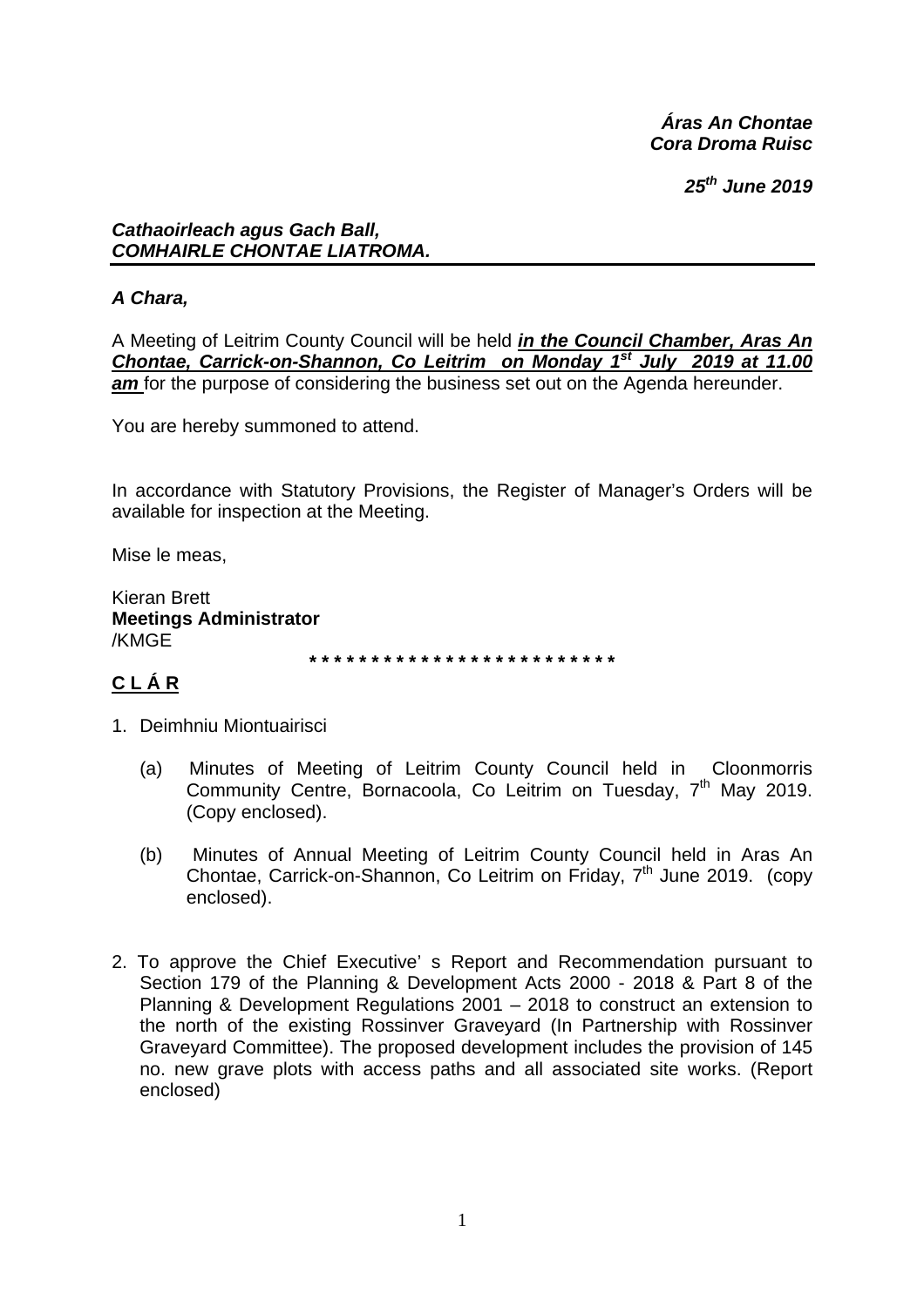***Áras An Chontae***
***Cora Droma Ruisc***

***25th June 2019***

***Cathaoirleach agus Gach Ball,***
***COMHAIRLE CHONTAE LIATROMA.***

---

***A Chara,***

A Meeting of Leitrim County Council will be held ***in the Council Chamber, Aras An Chontae, Carrick-on-Shannon, Co Leitrim on Monday 1st July 2019 at 11.00 am*** for the purpose of considering the business set out on the Agenda hereunder.

You are hereby summoned to attend.

In accordance with Statutory Provisions, the Register of Manager's Orders will be available for inspection at the Meeting.

Mise le meas,

Kieran Brett
**Meetings Administrator**
/KMGE

\* \* \* \* \* \* \* \* \* \* \* \* \* \* \* \* \* \* \* \* \* \* \* \* \* \*

## C L Á R

1. Deimhniu Miontuairisci

   (a) Minutes of Meeting of Leitrim County Council held in Cloonmorris Community Centre, Bornacoola, Co Leitrim on Tuesday, 7th May 2019. (Copy enclosed).

   (b) Minutes of Annual Meeting of Leitrim County Council held in Aras An Chontae, Carrick-on-Shannon, Co Leitrim on Friday, 7th June 2019. (copy enclosed).

2. To approve the Chief Executive' s Report and Recommendation pursuant to Section 179 of the Planning & Development Acts 2000 - 2018 & Part 8 of the Planning & Development Regulations 2001 – 2018 to construct an extension to the north of the existing Rossinver Graveyard (In Partnership with Rossinver Graveyard Committee). The proposed development includes the provision of 145 no. new grave plots with access paths and all associated site works. (Report enclosed)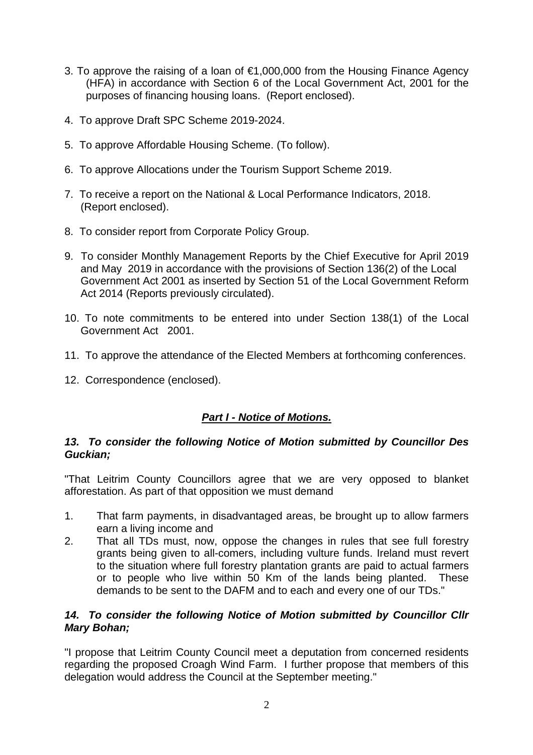3. To approve the raising of a loan of €1,000,000 from the Housing Finance Agency (HFA) in accordance with Section 6 of the Local Government Act, 2001 for the purposes of financing housing loans. (Report enclosed).

4. To approve Draft SPC Scheme 2019-2024.

5. To approve Affordable Housing Scheme. (To follow).

6. To approve Allocations under the Tourism Support Scheme 2019.

7. To receive a report on the National & Local Performance Indicators, 2018. (Report enclosed).

8. To consider report from Corporate Policy Group.

9. To consider Monthly Management Reports by the Chief Executive for April 2019 and May 2019 in accordance with the provisions of Section 136(2) of the Local Government Act 2001 as inserted by Section 51 of the Local Government Reform Act 2014 (Reports previously circulated).

10. To note commitments to be entered into under Section 138(1) of the Local Government Act 2001.

11. To approve the attendance of the Elected Members at forthcoming conferences.

12. Correspondence (enclosed).

## ***Part I - Notice of Motions.***

***13. To consider the following Notice of Motion submitted by Councillor Des Guckian;***

"That Leitrim County Councillors agree that we are very opposed to blanket afforestation. As part of that opposition we must demand

1. That farm payments, in disadvantaged areas, be brought up to allow farmers earn a living income and
2. That all TDs must, now, oppose the changes in rules that see full forestry grants being given to all-comers, including vulture funds. Ireland must revert to the situation where full forestry plantation grants are paid to actual farmers or to people who live within 50 Km of the lands being planted. These demands to be sent to the DAFM and to each and every one of our TDs."

***14. To consider the following Notice of Motion submitted by Councillor Cllr Mary Bohan;***

"I propose that Leitrim County Council meet a deputation from concerned residents regarding the proposed Croagh Wind Farm. I further propose that members of this delegation would address the Council at the September meeting."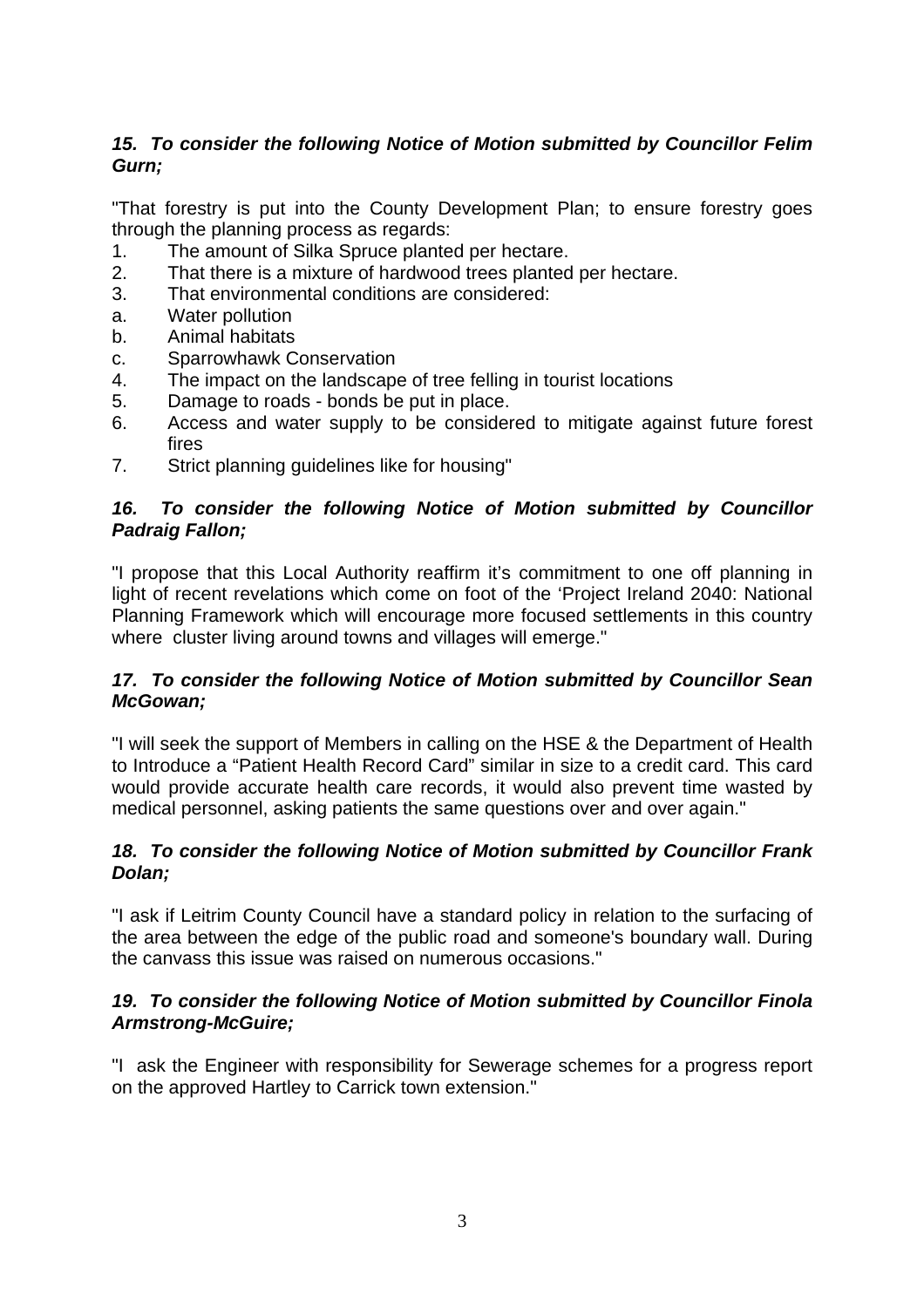***15. To consider the following Notice of Motion submitted by Councillor Felim Gurn;***

"That forestry is put into the County Development Plan; to ensure forestry goes through the planning process as regards:

1. The amount of Silka Spruce planted per hectare.
2. That there is a mixture of hardwood trees planted per hectare.
3. That environmental conditions are considered:
   a. Water pollution
   b. Animal habitats
   c. Sparrowhawk Conservation
4. The impact on the landscape of tree felling in tourist locations
5. Damage to roads - bonds be put in place.
6. Access and water supply to be considered to mitigate against future forest fires
7. Strict planning guidelines like for housing"

***16. To consider the following Notice of Motion submitted by Councillor Padraig Fallon;***

"I propose that this Local Authority reaffirm it's commitment to one off planning in light of recent revelations which come on foot of the 'Project Ireland 2040: National Planning Framework which will encourage more focused settlements in this country where cluster living around towns and villages will emerge."

***17. To consider the following Notice of Motion submitted by Councillor Sean McGowan;***

"I will seek the support of Members in calling on the HSE & the Department of Health to Introduce a "Patient Health Record Card" similar in size to a credit card. This card would provide accurate health care records, it would also prevent time wasted by medical personnel, asking patients the same questions over and over again."

***18. To consider the following Notice of Motion submitted by Councillor Frank Dolan;***

"I ask if Leitrim County Council have a standard policy in relation to the surfacing of the area between the edge of the public road and someone's boundary wall. During the canvass this issue was raised on numerous occasions."

***19. To consider the following Notice of Motion submitted by Councillor Finola Armstrong-McGuire;***

"I ask the Engineer with responsibility for Sewerage schemes for a progress report on the approved Hartley to Carrick town extension."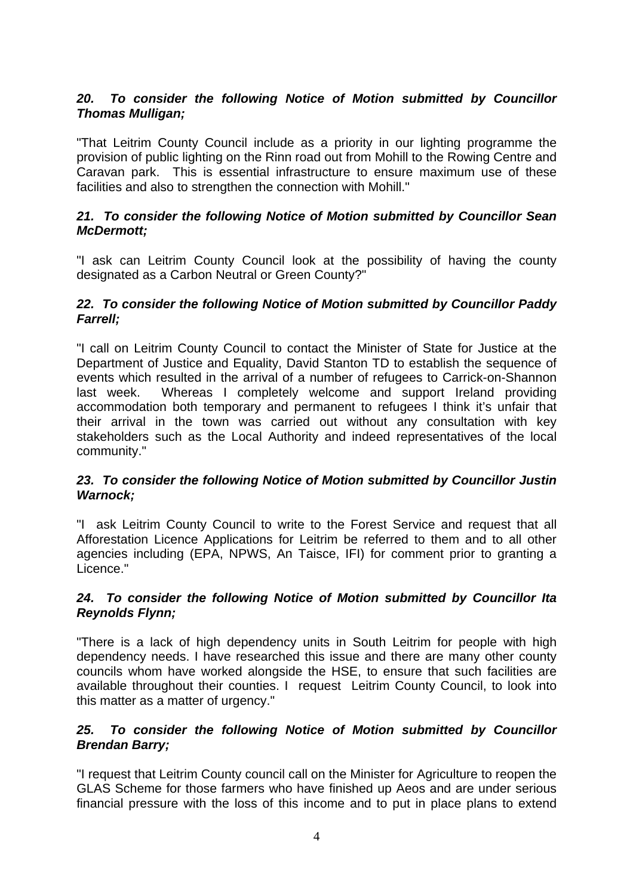***20. To consider the following Notice of Motion submitted by Councillor Thomas Mulligan;***

"That Leitrim County Council include as a priority in our lighting programme the provision of public lighting on the Rinn road out from Mohill to the Rowing Centre and Caravan park. This is essential infrastructure to ensure maximum use of these facilities and also to strengthen the connection with Mohill."

***21. To consider the following Notice of Motion submitted by Councillor Sean McDermott;***

"I ask can Leitrim County Council look at the possibility of having the county designated as a Carbon Neutral or Green County?"

***22. To consider the following Notice of Motion submitted by Councillor Paddy Farrell;***

"I call on Leitrim County Council to contact the Minister of State for Justice at the Department of Justice and Equality, David Stanton TD to establish the sequence of events which resulted in the arrival of a number of refugees to Carrick-on-Shannon last week. Whereas I completely welcome and support Ireland providing accommodation both temporary and permanent to refugees I think it's unfair that their arrival in the town was carried out without any consultation with key stakeholders such as the Local Authority and indeed representatives of the local community."

***23. To consider the following Notice of Motion submitted by Councillor Justin Warnock;***

"I ask Leitrim County Council to write to the Forest Service and request that all Afforestation Licence Applications for Leitrim be referred to them and to all other agencies including (EPA, NPWS, An Taisce, IFI) for comment prior to granting a Licence."

***24. To consider the following Notice of Motion submitted by Councillor Ita Reynolds Flynn;***

"There is a lack of high dependency units in South Leitrim for people with high dependency needs. I have researched this issue and there are many other county councils whom have worked alongside the HSE, to ensure that such facilities are available throughout their counties. I request Leitrim County Council, to look into this matter as a matter of urgency."

***25. To consider the following Notice of Motion submitted by Councillor Brendan Barry;***

"I request that Leitrim County council call on the Minister for Agriculture to reopen the GLAS Scheme for those farmers who have finished up Aeos and are under serious financial pressure with the loss of this income and to put in place plans to extend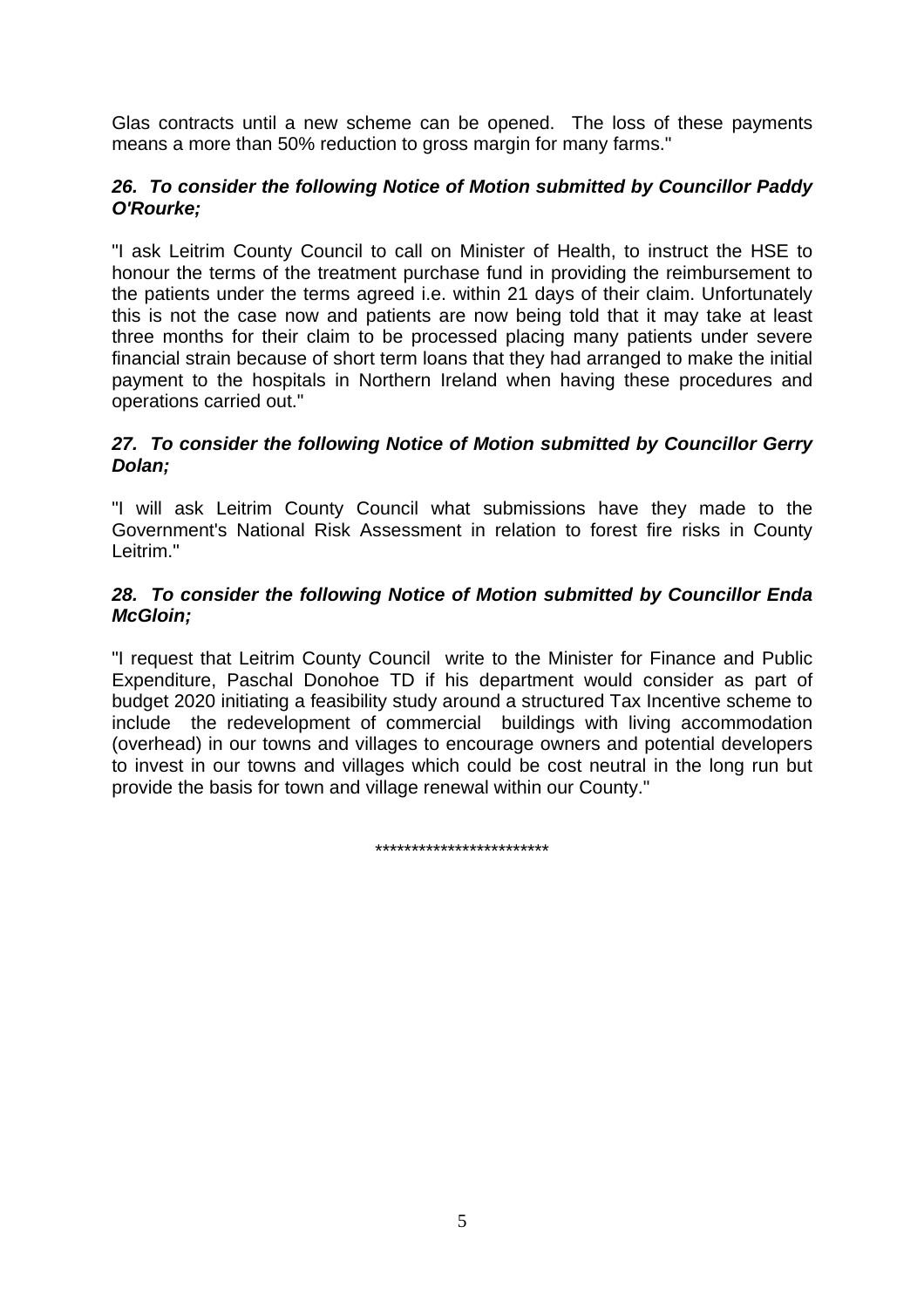Glas contracts until a new scheme can be opened. The loss of these payments means a more than 50% reduction to gross margin for many farms."

***26. To consider the following Notice of Motion submitted by Councillor Paddy O'Rourke;***

"I ask Leitrim County Council to call on Minister of Health, to instruct the HSE to honour the terms of the treatment purchase fund in providing the reimbursement to the patients under the terms agreed i.e. within 21 days of their claim. Unfortunately this is not the case now and patients are now being told that it may take at least three months for their claim to be processed placing many patients under severe financial strain because of short term loans that they had arranged to make the initial payment to the hospitals in Northern Ireland when having these procedures and operations carried out."

***27. To consider the following Notice of Motion submitted by Councillor Gerry Dolan;***

"I will ask Leitrim County Council what submissions have they made to the Government's National Risk Assessment in relation to forest fire risks in County Leitrim."

***28. To consider the following Notice of Motion submitted by Councillor Enda McGloin;***

"I request that Leitrim County Council write to the Minister for Finance and Public Expenditure, Paschal Donohoe TD if his department would consider as part of budget 2020 initiating a feasibility study around a structured Tax Incentive scheme to include the redevelopment of commercial buildings with living accommodation (overhead) in our towns and villages to encourage owners and potential developers to invest in our towns and villages which could be cost neutral in the long run but provide the basis for town and village renewal within our County."

\*\*\*\*\*\*\*\*\*\*\*\*\*\*\*\*\*\*\*\*\*\*\*\*